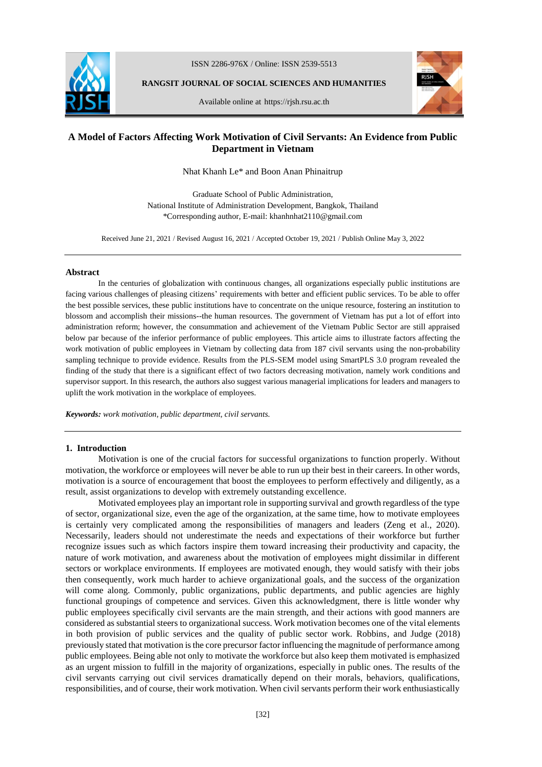# A Model of Factors Affecting Work Motivation of Civil Servants: An Evidence from Public Department in Vietnam

Nhat Khanh Le* and Boon Anan Phinaitrup

Graduate School of Public Administration,
National Institute of Administration Development, Bangkok, Thailand
*Corresponding author, E-mail: khanhnhat2110@gmail.com

Received June 21, 2021 / Revised August 16, 2021 / Accepted October 19, 2021 / Publish Online May 3, 2022

## Abstract

In the centuries of globalization with continuous changes, all organizations especially public institutions are facing various challenges of pleasing citizens' requirements with better and efficient public services. To be able to offer the best possible services, these public institutions have to concentrate on the unique resource, fostering an institution to blossom and accomplish their missions--the human resources. The government of Vietnam has put a lot of effort into administration reform; however, the consummation and achievement of the Vietnam Public Sector are still appraised below par because of the inferior performance of public employees. This article aims to illustrate factors affecting the work motivation of public employees in Vietnam by collecting data from 187 civil servants using the non-probability sampling technique to provide evidence. Results from the PLS-SEM model using SmartPLS 3.0 program revealed the finding of the study that there is a significant effect of two factors decreasing motivation, namely work conditions and supervisor support. In this research, the authors also suggest various managerial implications for leaders and managers to uplift the work motivation in the workplace of employees.

***Keywords:*** *work motivation, public department, civil servants.*

## 1. Introduction

Motivation is one of the crucial factors for successful organizations to function properly. Without motivation, the workforce or employees will never be able to run up their best in their careers. In other words, motivation is a source of encouragement that boost the employees to perform effectively and diligently, as a result, assist organizations to develop with extremely outstanding excellence.

Motivated employees play an important role in supporting survival and growth regardless of the type of sector, organizational size, even the age of the organization, at the same time, how to motivate employees is certainly very complicated among the responsibilities of managers and leaders (Zeng et al., 2020). Necessarily, leaders should not underestimate the needs and expectations of their workforce but further recognize issues such as which factors inspire them toward increasing their productivity and capacity, the nature of work motivation, and awareness about the motivation of employees might dissimilar in different sectors or workplace environments. If employees are motivated enough, they would satisfy with their jobs then consequently, work much harder to achieve organizational goals, and the success of the organization will come along. Commonly, public organizations, public departments, and public agencies are highly functional groupings of competence and services. Given this acknowledgment, there is little wonder why public employees specifically civil servants are the main strength, and their actions with good manners are considered as substantial steers to organizational success. Work motivation becomes one of the vital elements in both provision of public services and the quality of public sector work. Robbins, and Judge (2018) previously stated that motivation is the core precursor factor influencing the magnitude of performance among public employees. Being able not only to motivate the workforce but also keep them motivated is emphasized as an urgent mission to fulfill in the majority of organizations, especially in public ones. The results of the civil servants carrying out civil services dramatically depend on their morals, behaviors, qualifications, responsibilities, and of course, their work motivation. When civil servants perform their work enthusiastically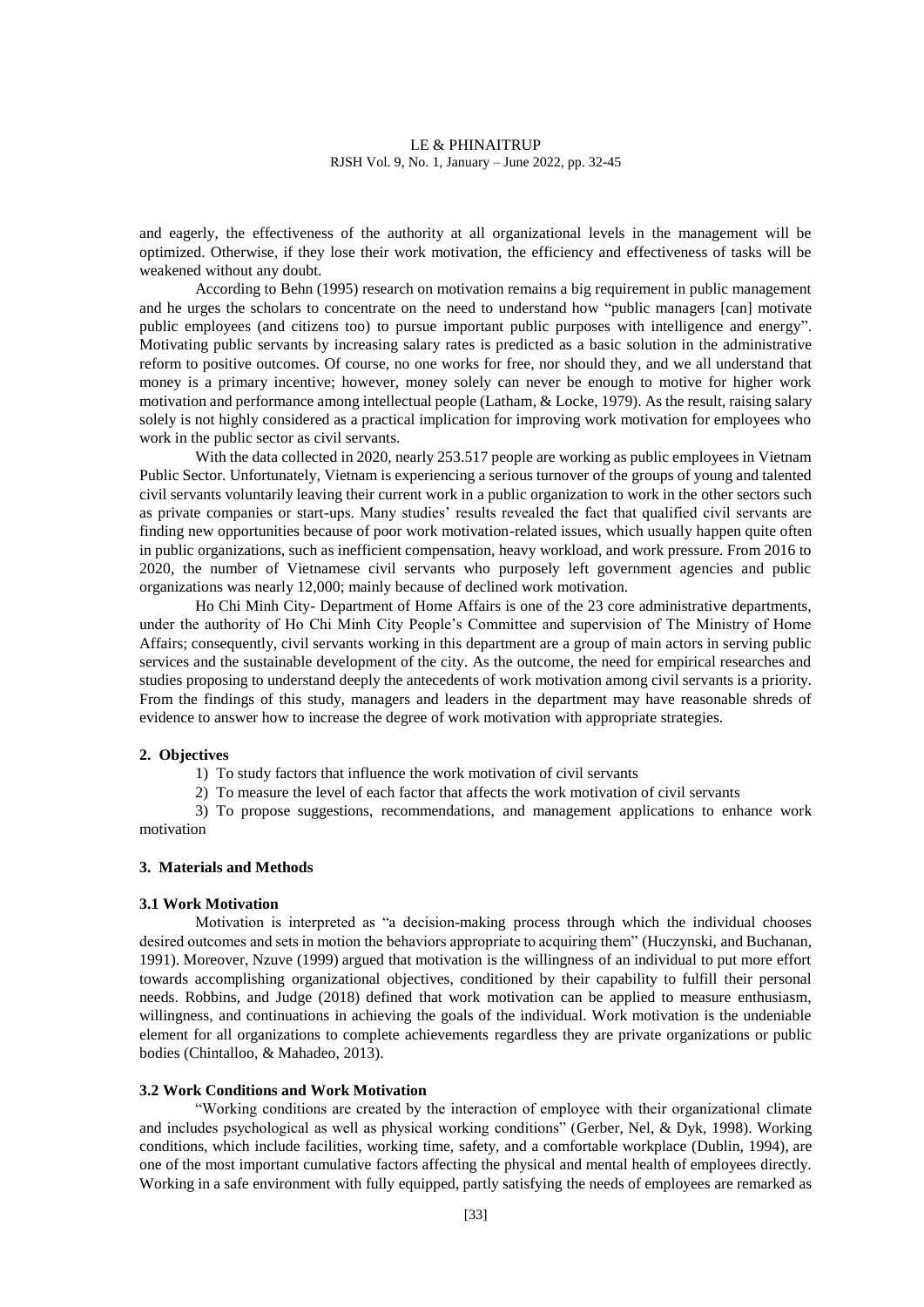and eagerly, the effectiveness of the authority at all organizational levels in the management will be optimized. Otherwise, if they lose their work motivation, the efficiency and effectiveness of tasks will be weakened without any doubt.

According to Behn (1995) research on motivation remains a big requirement in public management and he urges the scholars to concentrate on the need to understand how "public managers [can] motivate public employees (and citizens too) to pursue important public purposes with intelligence and energy". Motivating public servants by increasing salary rates is predicted as a basic solution in the administrative reform to positive outcomes. Of course, no one works for free, nor should they, and we all understand that money is a primary incentive; however, money solely can never be enough to motive for higher work motivation and performance among intellectual people (Latham, & Locke, 1979). As the result, raising salary solely is not highly considered as a practical implication for improving work motivation for employees who work in the public sector as civil servants.

With the data collected in 2020, nearly 253.517 people are working as public employees in Vietnam Public Sector. Unfortunately, Vietnam is experiencing a serious turnover of the groups of young and talented civil servants voluntarily leaving their current work in a public organization to work in the other sectors such as private companies or start-ups. Many studies' results revealed the fact that qualified civil servants are finding new opportunities because of poor work motivation-related issues, which usually happen quite often in public organizations, such as inefficient compensation, heavy workload, and work pressure. From 2016 to 2020, the number of Vietnamese civil servants who purposely left government agencies and public organizations was nearly 12,000; mainly because of declined work motivation.

Ho Chi Minh City- Department of Home Affairs is one of the 23 core administrative departments, under the authority of Ho Chi Minh City People's Committee and supervision of The Ministry of Home Affairs; consequently, civil servants working in this department are a group of main actors in serving public services and the sustainable development of the city. As the outcome, the need for empirical researches and studies proposing to understand deeply the antecedents of work motivation among civil servants is a priority. From the findings of this study, managers and leaders in the department may have reasonable shreds of evidence to answer how to increase the degree of work motivation with appropriate strategies.

## 2. Objectives

1) To study factors that influence the work motivation of civil servants
2) To measure the level of each factor that affects the work motivation of civil servants
3) To propose suggestions, recommendations, and management applications to enhance work motivation

## 3. Materials and Methods

### 3.1 Work Motivation

Motivation is interpreted as "a decision-making process through which the individual chooses desired outcomes and sets in motion the behaviors appropriate to acquiring them" (Huczynski, and Buchanan, 1991). Moreover, Nzuve (1999) argued that motivation is the willingness of an individual to put more effort towards accomplishing organizational objectives, conditioned by their capability to fulfill their personal needs. Robbins, and Judge (2018) defined that work motivation can be applied to measure enthusiasm, willingness, and continuations in achieving the goals of the individual. Work motivation is the undeniable element for all organizations to complete achievements regardless they are private organizations or public bodies (Chintalloo, & Mahadeo, 2013).

### 3.2 Work Conditions and Work Motivation

"Working conditions are created by the interaction of employee with their organizational climate and includes psychological as well as physical working conditions" (Gerber, Nel, & Dyk, 1998). Working conditions, which include facilities, working time, safety, and a comfortable workplace (Dublin, 1994), are one of the most important cumulative factors affecting the physical and mental health of employees directly. Working in a safe environment with fully equipped, partly satisfying the needs of employees are remarked as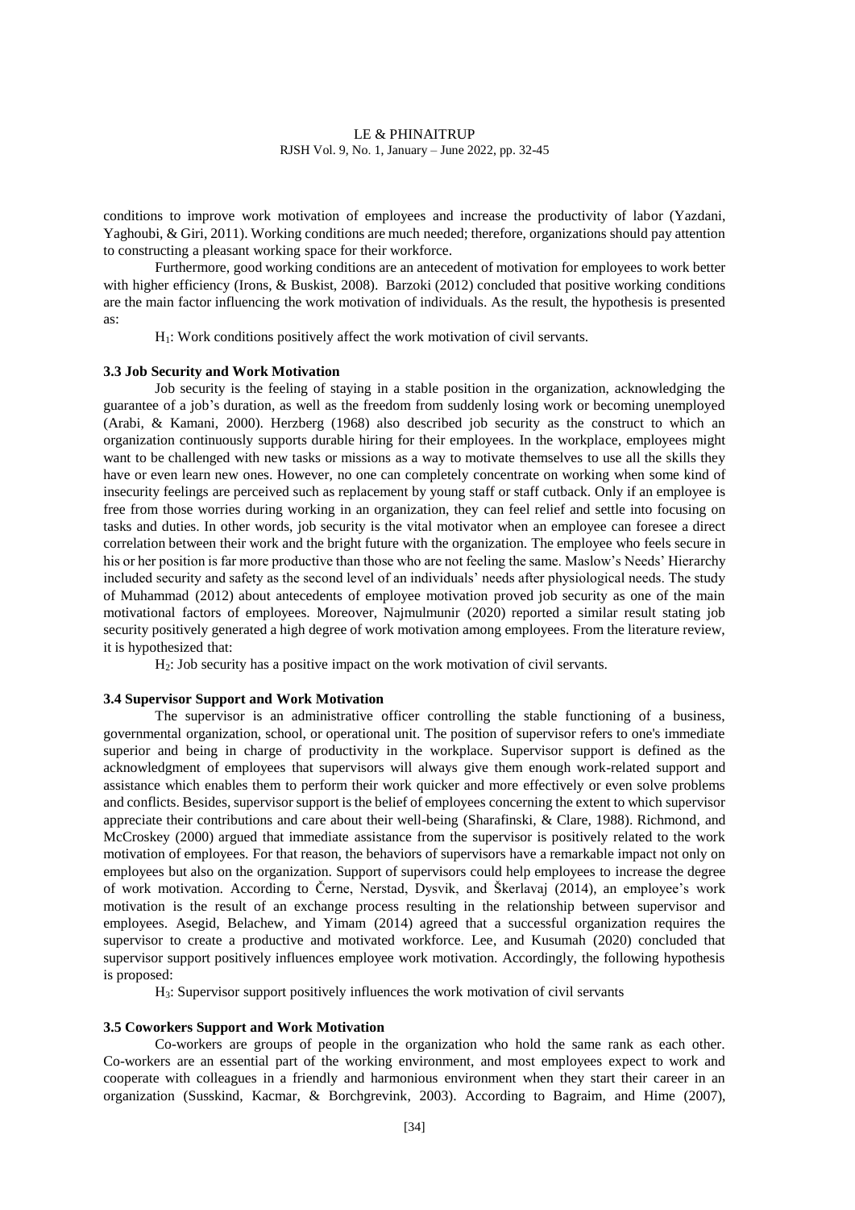conditions to improve work motivation of employees and increase the productivity of labor (Yazdani, Yaghoubi, & Giri, 2011). Working conditions are much needed; therefore, organizations should pay attention to constructing a pleasant working space for their workforce.

Furthermore, good working conditions are an antecedent of motivation for employees to work better with higher efficiency (Irons, & Buskist, 2008). Barzoki (2012) concluded that positive working conditions are the main factor influencing the work motivation of individuals. As the result, the hypothesis is presented as:

$H_1$: Work conditions positively affect the work motivation of civil servants.

### 3.3 Job Security and Work Motivation

Job security is the feeling of staying in a stable position in the organization, acknowledging the guarantee of a job's duration, as well as the freedom from suddenly losing work or becoming unemployed (Arabi, & Kamani, 2000). Herzberg (1968) also described job security as the construct to which an organization continuously supports durable hiring for their employees. In the workplace, employees might want to be challenged with new tasks or missions as a way to motivate themselves to use all the skills they have or even learn new ones. However, no one can completely concentrate on working when some kind of insecurity feelings are perceived such as replacement by young staff or staff cutback. Only if an employee is free from those worries during working in an organization, they can feel relief and settle into focusing on tasks and duties. In other words, job security is the vital motivator when an employee can foresee a direct correlation between their work and the bright future with the organization. The employee who feels secure in his or her position is far more productive than those who are not feeling the same. Maslow's Needs' Hierarchy included security and safety as the second level of an individuals' needs after physiological needs. The study of Muhammad (2012) about antecedents of employee motivation proved job security as one of the main motivational factors of employees. Moreover, Najmulmunir (2020) reported a similar result stating job security positively generated a high degree of work motivation among employees. From the literature review, it is hypothesized that:

$H_2$: Job security has a positive impact on the work motivation of civil servants.

### 3.4 Supervisor Support and Work Motivation

The supervisor is an administrative officer controlling the stable functioning of a business, governmental organization, school, or operational unit. The position of supervisor refers to one's immediate superior and being in charge of productivity in the workplace. Supervisor support is defined as the acknowledgment of employees that supervisors will always give them enough work-related support and assistance which enables them to perform their work quicker and more effectively or even solve problems and conflicts. Besides, supervisor support is the belief of employees concerning the extent to which supervisor appreciate their contributions and care about their well-being (Sharafinski, & Clare, 1988). Richmond, and McCroskey (2000) argued that immediate assistance from the supervisor is positively related to the work motivation of employees. For that reason, the behaviors of supervisors have a remarkable impact not only on employees but also on the organization. Support of supervisors could help employees to increase the degree of work motivation. According to Černe, Nerstad, Dysvik, and Škerlavaj (2014), an employee's work motivation is the result of an exchange process resulting in the relationship between supervisor and employees. Asegid, Belachew, and Yimam (2014) agreed that a successful organization requires the supervisor to create a productive and motivated workforce. Lee, and Kusumah (2020) concluded that supervisor support positively influences employee work motivation. Accordingly, the following hypothesis is proposed:

$H_3$: Supervisor support positively influences the work motivation of civil servants

### 3.5 Coworkers Support and Work Motivation

Co-workers are groups of people in the organization who hold the same rank as each other. Co-workers are an essential part of the working environment, and most employees expect to work and cooperate with colleagues in a friendly and harmonious environment when they start their career in an organization (Susskind, Kacmar, & Borchgrevink, 2003). According to Bagraim, and Hime (2007),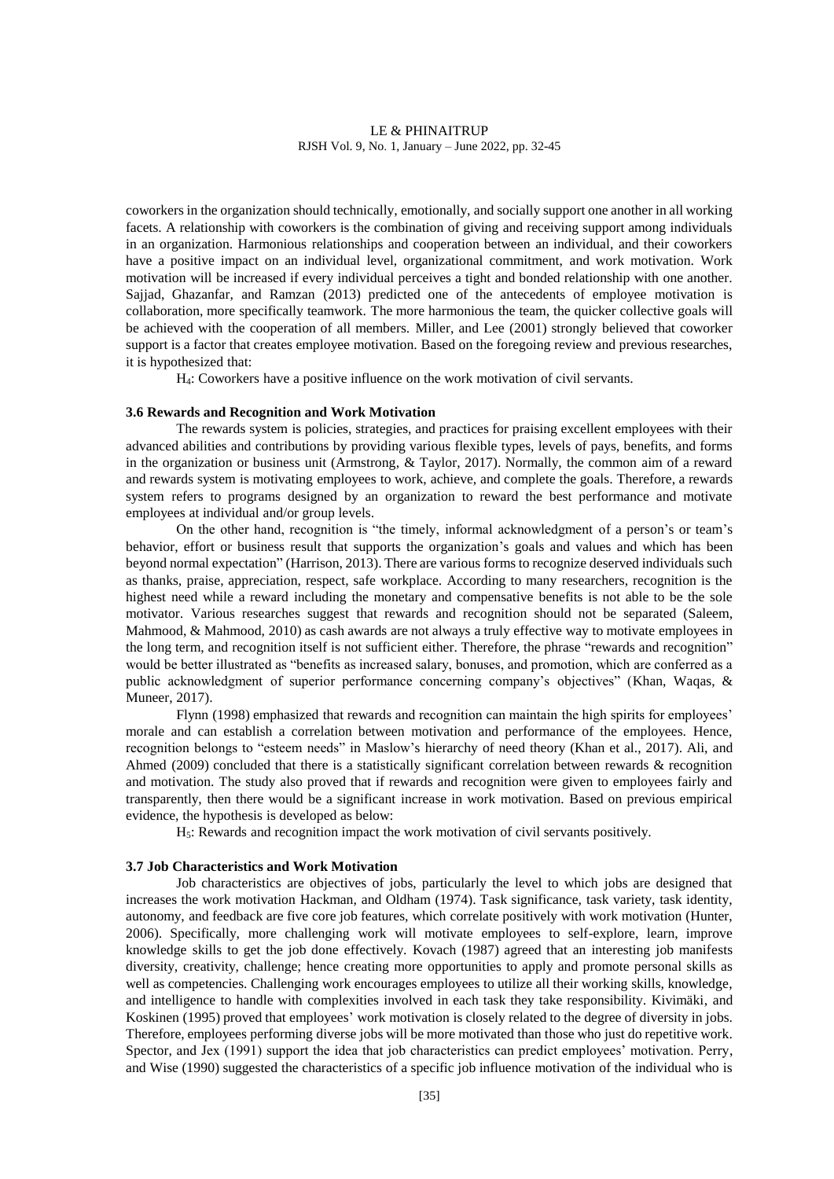coworkers in the organization should technically, emotionally, and socially support one another in all working facets. A relationship with coworkers is the combination of giving and receiving support among individuals in an organization. Harmonious relationships and cooperation between an individual, and their coworkers have a positive impact on an individual level, organizational commitment, and work motivation. Work motivation will be increased if every individual perceives a tight and bonded relationship with one another. Sajjad, Ghazanfar, and Ramzan (2013) predicted one of the antecedents of employee motivation is collaboration, more specifically teamwork. The more harmonious the team, the quicker collective goals will be achieved with the cooperation of all members. Miller, and Lee (2001) strongly believed that coworker support is a factor that creates employee motivation. Based on the foregoing review and previous researches, it is hypothesized that:

$H_4$: Coworkers have a positive influence on the work motivation of civil servants.

### 3.6 Rewards and Recognition and Work Motivation

The rewards system is policies, strategies, and practices for praising excellent employees with their advanced abilities and contributions by providing various flexible types, levels of pays, benefits, and forms in the organization or business unit (Armstrong, & Taylor, 2017). Normally, the common aim of a reward and rewards system is motivating employees to work, achieve, and complete the goals. Therefore, a rewards system refers to programs designed by an organization to reward the best performance and motivate employees at individual and/or group levels.

On the other hand, recognition is "the timely, informal acknowledgment of a person's or team's behavior, effort or business result that supports the organization's goals and values and which has been beyond normal expectation" (Harrison, 2013). There are various forms to recognize deserved individuals such as thanks, praise, appreciation, respect, safe workplace. According to many researchers, recognition is the highest need while a reward including the monetary and compensative benefits is not able to be the sole motivator. Various researches suggest that rewards and recognition should not be separated (Saleem, Mahmood, & Mahmood, 2010) as cash awards are not always a truly effective way to motivate employees in the long term, and recognition itself is not sufficient either. Therefore, the phrase "rewards and recognition" would be better illustrated as "benefits as increased salary, bonuses, and promotion, which are conferred as a public acknowledgment of superior performance concerning company's objectives" (Khan, Waqas, & Muneer, 2017).

Flynn (1998) emphasized that rewards and recognition can maintain the high spirits for employees' morale and can establish a correlation between motivation and performance of the employees. Hence, recognition belongs to "esteem needs" in Maslow's hierarchy of need theory (Khan et al., 2017). Ali, and Ahmed (2009) concluded that there is a statistically significant correlation between rewards & recognition and motivation. The study also proved that if rewards and recognition were given to employees fairly and transparently, then there would be a significant increase in work motivation. Based on previous empirical evidence, the hypothesis is developed as below:

$H_5$: Rewards and recognition impact the work motivation of civil servants positively.

### 3.7 Job Characteristics and Work Motivation

Job characteristics are objectives of jobs, particularly the level to which jobs are designed that increases the work motivation Hackman, and Oldham (1974). Task significance, task variety, task identity, autonomy, and feedback are five core job features, which correlate positively with work motivation (Hunter, 2006). Specifically, more challenging work will motivate employees to self-explore, learn, improve knowledge skills to get the job done effectively. Kovach (1987) agreed that an interesting job manifests diversity, creativity, challenge; hence creating more opportunities to apply and promote personal skills as well as competencies. Challenging work encourages employees to utilize all their working skills, knowledge, and intelligence to handle with complexities involved in each task they take responsibility. Kivimäki, and Koskinen (1995) proved that employees' work motivation is closely related to the degree of diversity in jobs. Therefore, employees performing diverse jobs will be more motivated than those who just do repetitive work. Spector, and Jex (1991) support the idea that job characteristics can predict employees' motivation. Perry, and Wise (1990) suggested the characteristics of a specific job influence motivation of the individual who is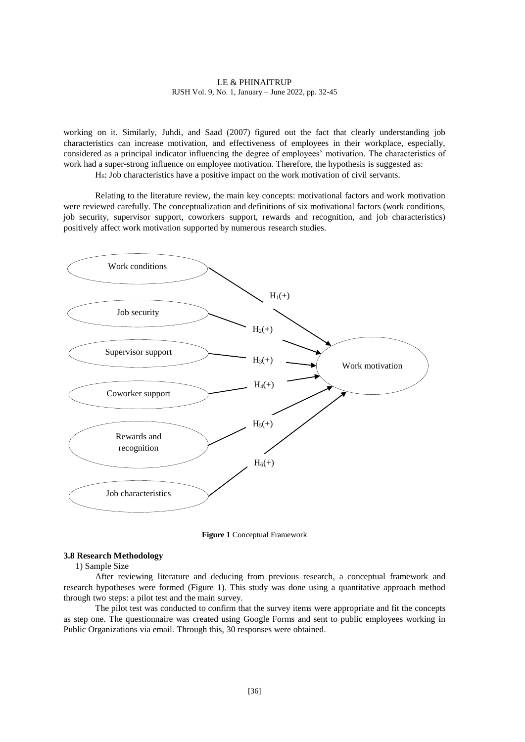working on it. Similarly, Juhdi, and Saad (2007) figured out the fact that clearly understanding job characteristics can increase motivation, and effectiveness of employees in their workplace, especially, considered as a principal indicator influencing the degree of employees' motivation. The characteristics of work had a super-strong influence on employee motivation. Therefore, the hypothesis is suggested as:

$H_6$: Job characteristics have a positive impact on the work motivation of civil servants.

Relating to the literature review, the main key concepts: motivational factors and work motivation were reviewed carefully. The conceptualization and definitions of six motivational factors (work conditions, job security, supervisor support, coworkers support, rewards and recognition, and job characteristics) positively affect work motivation supported by numerous research studies.

Work conditions — $H_1(+)$ → Work motivation
Job security — $H_2(+)$ → Work motivation
Supervisor support — $H_3(+)$ → Work motivation
Coworker support — $H_4(+)$ → Work motivation
Rewards and recognition — $H_5(+)$ → Work motivation
Job characteristics — $H_6(+)$ → Work motivation

**Figure 1** Conceptual Framework

### 3.8 Research Methodology

1) Sample Size

After reviewing literature and deducing from previous research, a conceptual framework and research hypotheses were formed (Figure 1). This study was done using a quantitative approach method through two steps: a pilot test and the main survey.

The pilot test was conducted to confirm that the survey items were appropriate and fit the concepts as step one. The questionnaire was created using Google Forms and sent to public employees working in Public Organizations via email. Through this, 30 responses were obtained.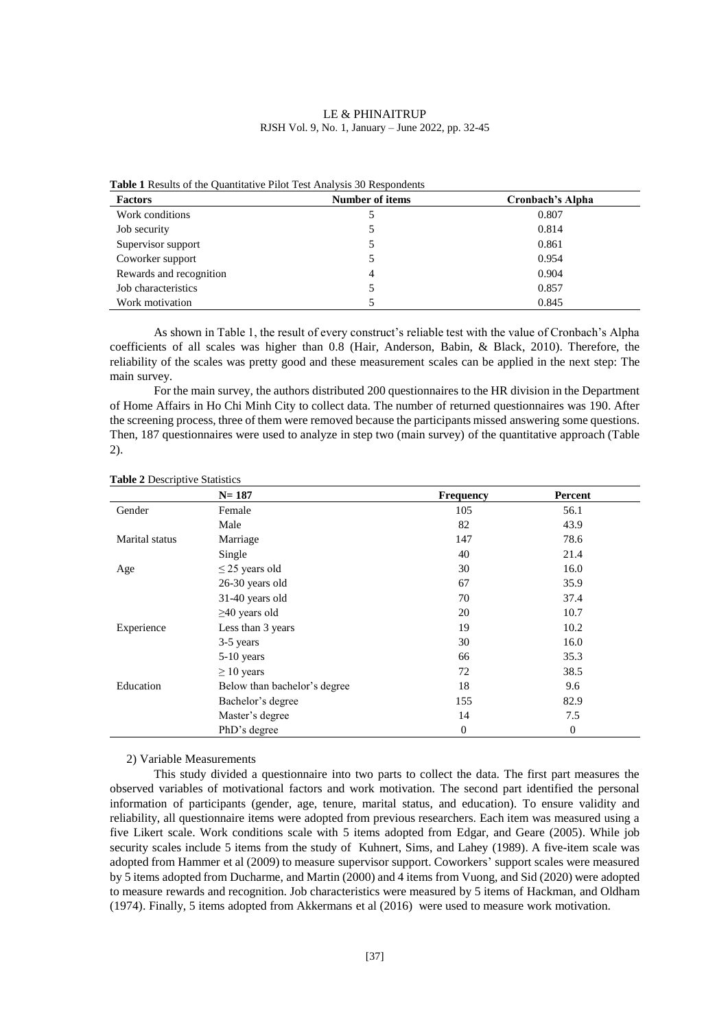**Table 1** Results of the Quantitative Pilot Test Analysis 30 Respondents

| Factors | Number of items | Cronbach's Alpha |
|---|---|---|
| Work conditions | 5 | 0.807 |
| Job security | 5 | 0.814 |
| Supervisor support | 5 | 0.861 |
| Coworker support | 5 | 0.954 |
| Rewards and recognition | 4 | 0.904 |
| Job characteristics | 5 | 0.857 |
| Work motivation | 5 | 0.845 |

As shown in Table 1, the result of every construct's reliable test with the value of Cronbach's Alpha coefficients of all scales was higher than 0.8 (Hair, Anderson, Babin, & Black, 2010). Therefore, the reliability of the scales was pretty good and these measurement scales can be applied in the next step: The main survey.

For the main survey, the authors distributed 200 questionnaires to the HR division in the Department of Home Affairs in Ho Chi Minh City to collect data. The number of returned questionnaires was 190. After the screening process, three of them were removed because the participants missed answering some questions. Then, 187 questionnaires were used to analyze in step two (main survey) of the quantitative approach (Table 2).

**Table 2** Descriptive Statistics

| | N= 187 | Frequency | Percent |
|---|---|---|---|
| Gender | Female | 105 | 56.1 |
| | Male | 82 | 43.9 |
| Marital status | Marriage | 147 | 78.6 |
| | Single | 40 | 21.4 |
| Age | ≤ 25 years old | 30 | 16.0 |
| | 26-30 years old | 67 | 35.9 |
| | 31-40 years old | 70 | 37.4 |
| | ≥40 years old | 20 | 10.7 |
| Experience | Less than 3 years | 19 | 10.2 |
| | 3-5 years | 30 | 16.0 |
| | 5-10 years | 66 | 35.3 |
| | ≥ 10 years | 72 | 38.5 |
| Education | Below than bachelor's degree | 18 | 9.6 |
| | Bachelor's degree | 155 | 82.9 |
| | Master's degree | 14 | 7.5 |
| | PhD's degree | 0 | 0 |

2) Variable Measurements

This study divided a questionnaire into two parts to collect the data. The first part measures the observed variables of motivational factors and work motivation. The second part identified the personal information of participants (gender, age, tenure, marital status, and education). To ensure validity and reliability, all questionnaire items were adopted from previous researchers. Each item was measured using a five Likert scale. Work conditions scale with 5 items adopted from Edgar, and Geare (2005). While job security scales include 5 items from the study of Kuhnert, Sims, and Lahey (1989). A five-item scale was adopted from Hammer et al (2009) to measure supervisor support. Coworkers' support scales were measured by 5 items adopted from Ducharme, and Martin (2000) and 4 items from Vuong, and Sid (2020) were adopted to measure rewards and recognition. Job characteristics were measured by 5 items of Hackman, and Oldham (1974). Finally, 5 items adopted from Akkermans et al (2016) were used to measure work motivation.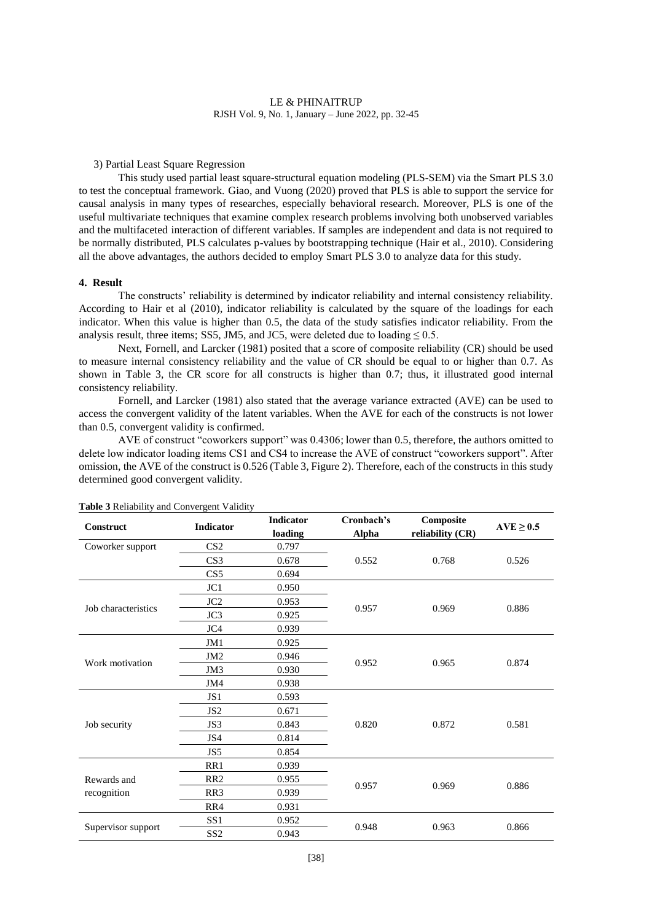3) Partial Least Square Regression

This study used partial least square-structural equation modeling (PLS-SEM) via the Smart PLS 3.0 to test the conceptual framework. Giao, and Vuong (2020) proved that PLS is able to support the service for causal analysis in many types of researches, especially behavioral research. Moreover, PLS is one of the useful multivariate techniques that examine complex research problems involving both unobserved variables and the multifaceted interaction of different variables. If samples are independent and data is not required to be normally distributed, PLS calculates p-values by bootstrapping technique (Hair et al., 2010). Considering all the above advantages, the authors decided to employ Smart PLS 3.0 to analyze data for this study.

## 4. Result

The constructs' reliability is determined by indicator reliability and internal consistency reliability. According to Hair et al (2010), indicator reliability is calculated by the square of the loadings for each indicator. When this value is higher than 0.5, the data of the study satisfies indicator reliability. From the analysis result, three items; SS5, JM5, and JC5, were deleted due to loading ≤ 0.5.

Next, Fornell, and Larcker (1981) posited that a score of composite reliability (CR) should be used to measure internal consistency reliability and the value of CR should be equal to or higher than 0.7. As shown in Table 3, the CR score for all constructs is higher than 0.7; thus, it illustrated good internal consistency reliability.

Fornell, and Larcker (1981) also stated that the average variance extracted (AVE) can be used to access the convergent validity of the latent variables. When the AVE for each of the constructs is not lower than 0.5, convergent validity is confirmed.

AVE of construct "coworkers support" was 0.4306; lower than 0.5, therefore, the authors omitted to delete low indicator loading items CS1 and CS4 to increase the AVE of construct "coworkers support". After omission, the AVE of the construct is 0.526 (Table 3, Figure 2). Therefore, each of the constructs in this study determined good convergent validity.

**Table 3** Reliability and Convergent Validity

| Construct | Indicator | Indicator loading | Cronbach's Alpha | Composite reliability (CR) | AVE ≥ 0.5 |
|---|---|---|---|---|---|
| Coworker support | CS2 | 0.797 | 0.552 | 0.768 | 0.526 |
| | CS3 | 0.678 | | | |
| | CS5 | 0.694 | | | |
| Job characteristics | JC1 | 0.950 | 0.957 | 0.969 | 0.886 |
| | JC2 | 0.953 | | | |
| | JC3 | 0.925 | | | |
| | JC4 | 0.939 | | | |
| Work motivation | JM1 | 0.925 | 0.952 | 0.965 | 0.874 |
| | JM2 | 0.946 | | | |
| | JM3 | 0.930 | | | |
| | JM4 | 0.938 | | | |
| Job security | JS1 | 0.593 | 0.820 | 0.872 | 0.581 |
| | JS2 | 0.671 | | | |
| | JS3 | 0.843 | | | |
| | JS4 | 0.814 | | | |
| | JS5 | 0.854 | | | |
| Rewards and recognition | RR1 | 0.939 | 0.957 | 0.969 | 0.886 |
| | RR2 | 0.955 | | | |
| | RR3 | 0.939 | | | |
| | RR4 | 0.931 | | | |
| Supervisor support | SS1 | 0.952 | 0.948 | 0.963 | 0.866 |
| | SS2 | 0.943 | | | |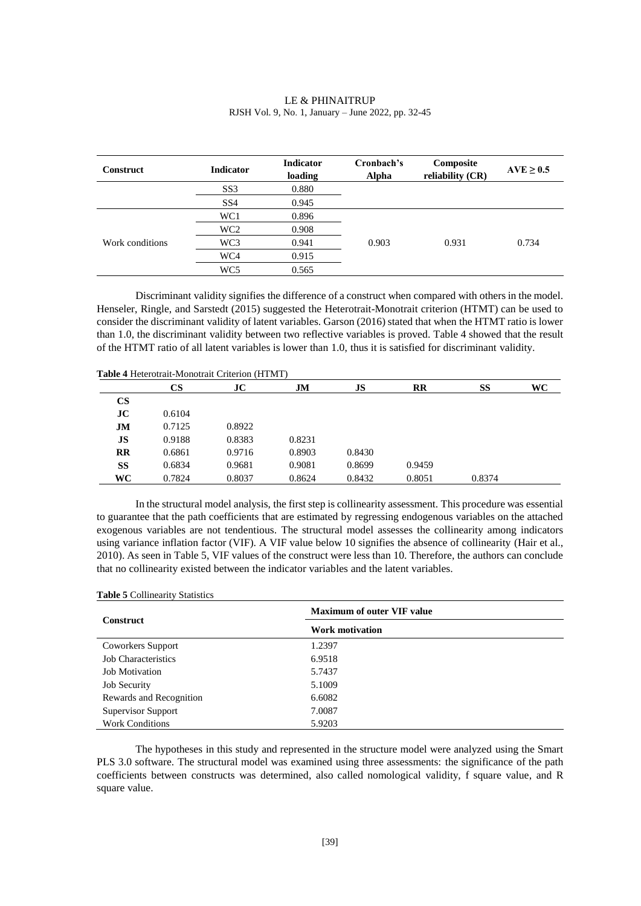| Construct | Indicator | Indicator loading | Cronbach's Alpha | Composite reliability (CR) | AVE ≥ 0.5 |
|---|---|---|---|---|---|
| | SS3 | 0.880 | | | |
| | SS4 | 0.945 | | | |
| Work conditions | WC1 | 0.896 | 0.903 | 0.931 | 0.734 |
| | WC2 | 0.908 | | | |
| | WC3 | 0.941 | | | |
| | WC4 | 0.915 | | | |
| | WC5 | 0.565 | | | |

Discriminant validity signifies the difference of a construct when compared with others in the model. Henseler, Ringle, and Sarstedt (2015) suggested the Heterotrait-Monotrait criterion (HTMT) can be used to consider the discriminant validity of latent variables. Garson (2016) stated that when the HTMT ratio is lower than 1.0, the discriminant validity between two reflective variables is proved. Table 4 showed that the result of the HTMT ratio of all latent variables is lower than 1.0, thus it is satisfied for discriminant validity.

**Table 4** Heterotrait-Monotrait Criterion (HTMT)

| | CS | JC | JM | JS | RR | SS | WC |
|---|---|---|---|---|---|---|---|
| **CS** | | | | | | | |
| **JC** | 0.6104 | | | | | | |
| **JM** | 0.7125 | 0.8922 | | | | | |
| **JS** | 0.9188 | 0.8383 | 0.8231 | | | | |
| **RR** | 0.6861 | 0.9716 | 0.8903 | 0.8430 | | | |
| **SS** | 0.6834 | 0.9681 | 0.9081 | 0.8699 | 0.9459 | | |
| **WC** | 0.7824 | 0.8037 | 0.8624 | 0.8432 | 0.8051 | 0.8374 | |

In the structural model analysis, the first step is collinearity assessment. This procedure was essential to guarantee that the path coefficients that are estimated by regressing endogenous variables on the attached exogenous variables are not tendentious. The structural model assesses the collinearity among indicators using variance inflation factor (VIF). A VIF value below 10 signifies the absence of collinearity (Hair et al., 2010). As seen in Table 5, VIF values of the construct were less than 10. Therefore, the authors can conclude that no collinearity existed between the indicator variables and the latent variables.

**Table 5** Collinearity Statistics

| Construct | Maximum of outer VIF value |
|---|---|
| | **Work motivation** |
| Coworkers Support | 1.2397 |
| Job Characteristics | 6.9518 |
| Job Motivation | 5.7437 |
| Job Security | 5.1009 |
| Rewards and Recognition | 6.6082 |
| Supervisor Support | 7.0087 |
| Work Conditions | 5.9203 |

The hypotheses in this study and represented in the structure model were analyzed using the Smart PLS 3.0 software. The structural model was examined using three assessments: the significance of the path coefficients between constructs was determined, also called nomological validity, f square value, and R square value.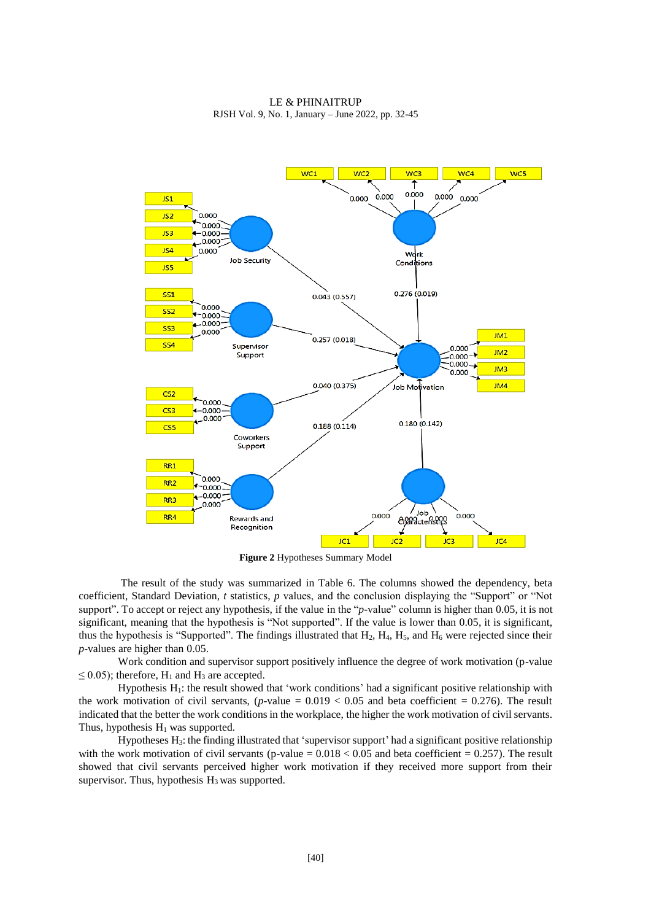**Figure 2** Hypotheses Summary Model

The result of the study was summarized in Table 6. The columns showed the dependency, beta coefficient, Standard Deviation, *t* statistics, *p* values, and the conclusion displaying the "Support" or "Not support". To accept or reject any hypothesis, if the value in the "*p*-value" column is higher than 0.05, it is not significant, meaning that the hypothesis is "Not supported". If the value is lower than 0.05, it is significant, thus the hypothesis is "Supported". The findings illustrated that $H_2$, $H_4$, $H_5$, and $H_6$ were rejected since their *p*-values are higher than 0.05.

Work condition and supervisor support positively influence the degree of work motivation (p-value $\leq 0.05$); therefore, $H_1$ and $H_3$ are accepted.

Hypothesis $H_1$: the result showed that 'work conditions' had a significant positive relationship with the work motivation of civil servants, (*p*-value = $0.019 < 0.05$ and beta coefficient = 0.276). The result indicated that the better the work conditions in the workplace, the higher the work motivation of civil servants. Thus, hypothesis $H_1$ was supported.

Hypotheses $H_3$: the finding illustrated that 'supervisor support' had a significant positive relationship with the work motivation of civil servants (p-value = $0.018 < 0.05$ and beta coefficient = 0.257). The result showed that civil servants perceived higher work motivation if they received more support from their supervisor. Thus, hypothesis $H_3$ was supported.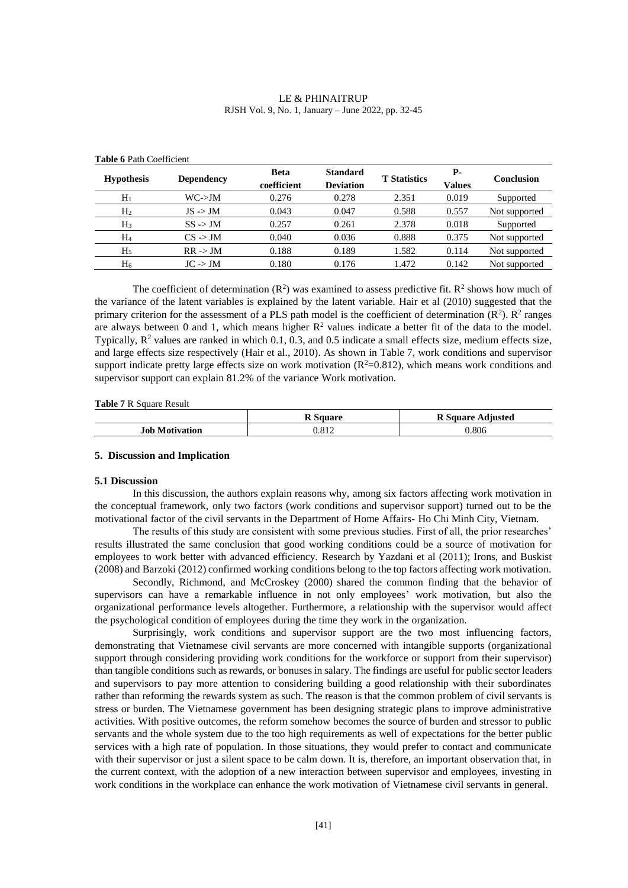**Table 6** Path Coefficient

| Hypothesis | Dependency | Beta coefficient | Standard Deviation | T Statistics | P-Values | Conclusion |
|---|---|---|---|---|---|---|
| $H_1$ | WC->JM | 0.276 | 0.278 | 2.351 | 0.019 | Supported |
| $H_2$ | JS -> JM | 0.043 | 0.047 | 0.588 | 0.557 | Not supported |
| $H_3$ | SS -> JM | 0.257 | 0.261 | 2.378 | 0.018 | Supported |
| $H_4$ | CS -> JM | 0.040 | 0.036 | 0.888 | 0.375 | Not supported |
| $H_5$ | RR -> JM | 0.188 | 0.189 | 1.582 | 0.114 | Not supported |
| $H_6$ | JC -> JM | 0.180 | 0.176 | 1.472 | 0.142 | Not supported |

The coefficient of determination ($R^2$) was examined to assess predictive fit. $R^2$ shows how much of the variance of the latent variables is explained by the latent variable. Hair et al (2010) suggested that the primary criterion for the assessment of a PLS path model is the coefficient of determination ($R^2$). $R^2$ ranges are always between 0 and 1, which means higher $R^2$ values indicate a better fit of the data to the model. Typically, $R^2$ values are ranked in which 0.1, 0.3, and 0.5 indicate a small effects size, medium effects size, and large effects size respectively (Hair et al., 2010). As shown in Table 7, work conditions and supervisor support indicate pretty large effects size on work motivation ($R^2$=0.812), which means work conditions and supervisor support can explain 81.2% of the variance Work motivation.

**Table 7** R Square Result

| | R Square | R Square Adjusted |
|---|---|---|
| **Job Motivation** | 0.812 | 0.806 |

## 5. Discussion and Implication

### 5.1 Discussion

In this discussion, the authors explain reasons why, among six factors affecting work motivation in the conceptual framework, only two factors (work conditions and supervisor support) turned out to be the motivational factor of the civil servants in the Department of Home Affairs- Ho Chi Minh City, Vietnam.

The results of this study are consistent with some previous studies. First of all, the prior researches' results illustrated the same conclusion that good working conditions could be a source of motivation for employees to work better with advanced efficiency. Research by Yazdani et al (2011); Irons, and Buskist (2008) and Barzoki (2012) confirmed working conditions belong to the top factors affecting work motivation.

Secondly, Richmond, and McCroskey (2000) shared the common finding that the behavior of supervisors can have a remarkable influence in not only employees' work motivation, but also the organizational performance levels altogether. Furthermore, a relationship with the supervisor would affect the psychological condition of employees during the time they work in the organization.

Surprisingly, work conditions and supervisor support are the two most influencing factors, demonstrating that Vietnamese civil servants are more concerned with intangible supports (organizational support through considering providing work conditions for the workforce or support from their supervisor) than tangible conditions such as rewards, or bonuses in salary. The findings are useful for public sector leaders and supervisors to pay more attention to considering building a good relationship with their subordinates rather than reforming the rewards system as such. The reason is that the common problem of civil servants is stress or burden. The Vietnamese government has been designing strategic plans to improve administrative activities. With positive outcomes, the reform somehow becomes the source of burden and stressor to public servants and the whole system due to the too high requirements as well of expectations for the better public services with a high rate of population. In those situations, they would prefer to contact and communicate with their supervisor or just a silent space to be calm down. It is, therefore, an important observation that, in the current context, with the adoption of a new interaction between supervisor and employees, investing in work conditions in the workplace can enhance the work motivation of Vietnamese civil servants in general.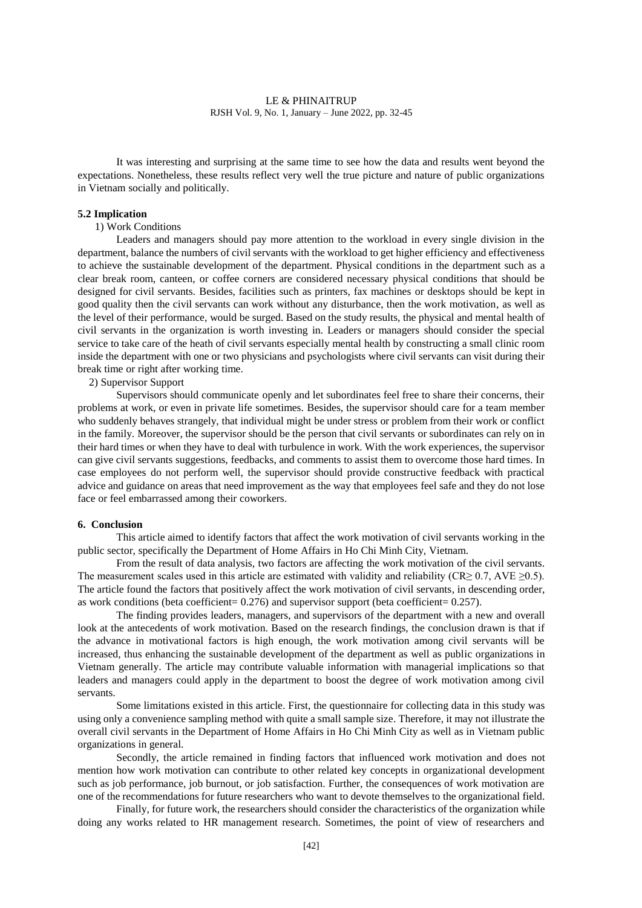It was interesting and surprising at the same time to see how the data and results went beyond the expectations. Nonetheless, these results reflect very well the true picture and nature of public organizations in Vietnam socially and politically.

### 5.2 Implication

1) Work Conditions

Leaders and managers should pay more attention to the workload in every single division in the department, balance the numbers of civil servants with the workload to get higher efficiency and effectiveness to achieve the sustainable development of the department. Physical conditions in the department such as a clear break room, canteen, or coffee corners are considered necessary physical conditions that should be designed for civil servants. Besides, facilities such as printers, fax machines or desktops should be kept in good quality then the civil servants can work without any disturbance, then the work motivation, as well as the level of their performance, would be surged. Based on the study results, the physical and mental health of civil servants in the organization is worth investing in. Leaders or managers should consider the special service to take care of the heath of civil servants especially mental health by constructing a small clinic room inside the department with one or two physicians and psychologists where civil servants can visit during their break time or right after working time.

2) Supervisor Support

Supervisors should communicate openly and let subordinates feel free to share their concerns, their problems at work, or even in private life sometimes. Besides, the supervisor should care for a team member who suddenly behaves strangely, that individual might be under stress or problem from their work or conflict in the family. Moreover, the supervisor should be the person that civil servants or subordinates can rely on in their hard times or when they have to deal with turbulence in work. With the work experiences, the supervisor can give civil servants suggestions, feedbacks, and comments to assist them to overcome those hard times. In case employees do not perform well, the supervisor should provide constructive feedback with practical advice and guidance on areas that need improvement as the way that employees feel safe and they do not lose face or feel embarrassed among their coworkers.

## 6. Conclusion

This article aimed to identify factors that affect the work motivation of civil servants working in the public sector, specifically the Department of Home Affairs in Ho Chi Minh City, Vietnam.

From the result of data analysis, two factors are affecting the work motivation of the civil servants. The measurement scales used in this article are estimated with validity and reliability ($CR \geq 0.7$, $AVE \geq 0.5$). The article found the factors that positively affect the work motivation of civil servants, in descending order, as work conditions (beta coefficient= 0.276) and supervisor support (beta coefficient= 0.257).

The finding provides leaders, managers, and supervisors of the department with a new and overall look at the antecedents of work motivation. Based on the research findings, the conclusion drawn is that if the advance in motivational factors is high enough, the work motivation among civil servants will be increased, thus enhancing the sustainable development of the department as well as public organizations in Vietnam generally. The article may contribute valuable information with managerial implications so that leaders and managers could apply in the department to boost the degree of work motivation among civil servants.

Some limitations existed in this article. First, the questionnaire for collecting data in this study was using only a convenience sampling method with quite a small sample size. Therefore, it may not illustrate the overall civil servants in the Department of Home Affairs in Ho Chi Minh City as well as in Vietnam public organizations in general.

Secondly, the article remained in finding factors that influenced work motivation and does not mention how work motivation can contribute to other related key concepts in organizational development such as job performance, job burnout, or job satisfaction. Further, the consequences of work motivation are one of the recommendations for future researchers who want to devote themselves to the organizational field.

Finally, for future work, the researchers should consider the characteristics of the organization while doing any works related to HR management research. Sometimes, the point of view of researchers and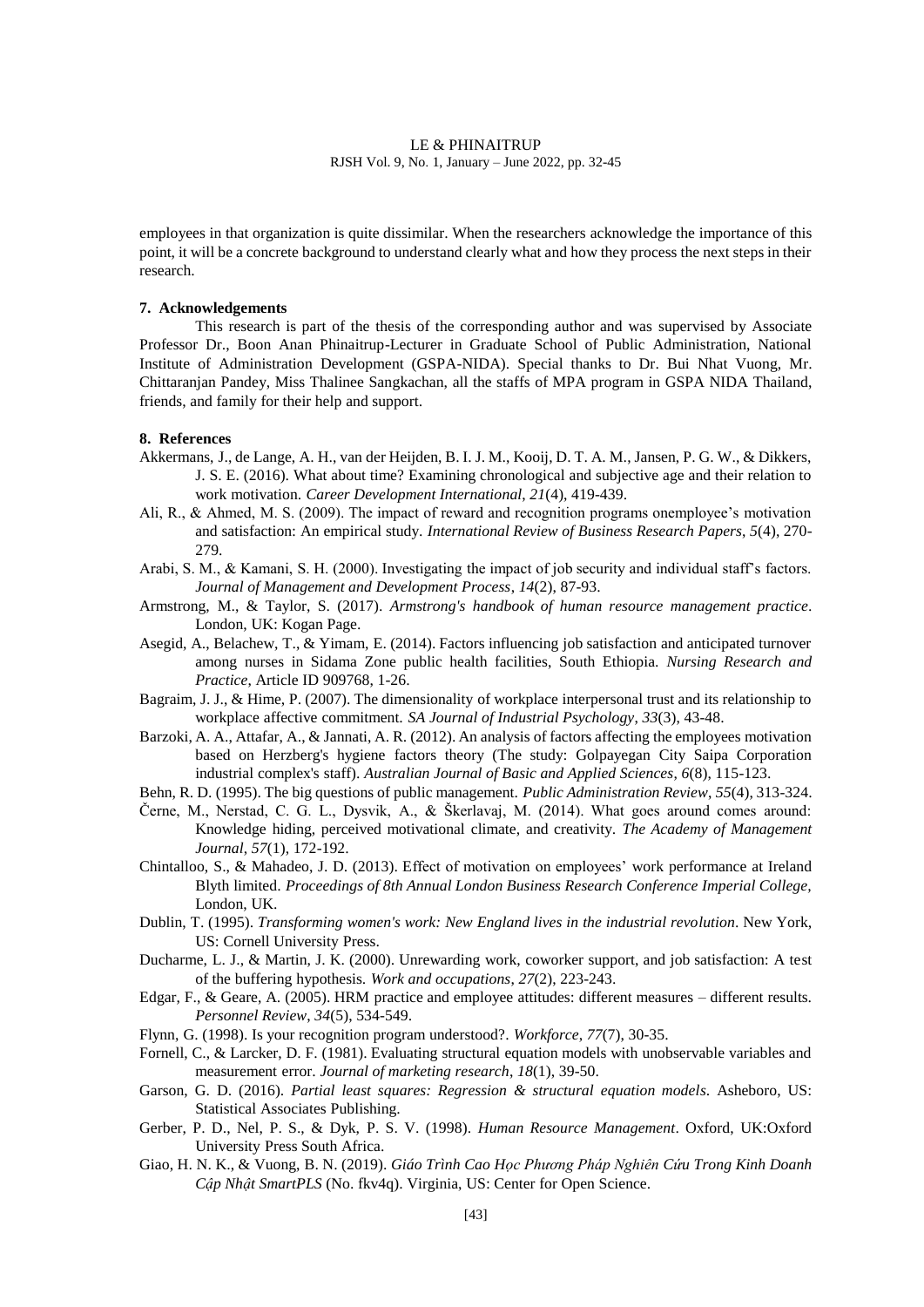employees in that organization is quite dissimilar. When the researchers acknowledge the importance of this point, it will be a concrete background to understand clearly what and how they process the next steps in their research.

## 7. Acknowledgements

This research is part of the thesis of the corresponding author and was supervised by Associate Professor Dr., Boon Anan Phinaitrup-Lecturer in Graduate School of Public Administration, National Institute of Administration Development (GSPA-NIDA). Special thanks to Dr. Bui Nhat Vuong, Mr. Chittaranjan Pandey, Miss Thalinee Sangkachan, all the staffs of MPA program in GSPA NIDA Thailand, friends, and family for their help and support.

## 8. References

Akkermans, J., de Lange, A. H., van der Heijden, B. I. J. M., Kooij, D. T. A. M., Jansen, P. G. W., & Dikkers, J. S. E. (2016). What about time? Examining chronological and subjective age and their relation to work motivation. *Career Development International*, *21*(4), 419-439.

Ali, R., & Ahmed, M. S. (2009). The impact of reward and recognition programs onemployee's motivation and satisfaction: An empirical study. *International Review of Business Research Papers*, *5*(4), 270-279.

Arabi, S. M., & Kamani, S. H. (2000). Investigating the impact of job security and individual staff's factors. *Journal of Management and Development Process*, *14*(2), 87-93.

Armstrong, M., & Taylor, S. (2017). *Armstrong's handbook of human resource management practice*. London, UK: Kogan Page.

Asegid, A., Belachew, T., & Yimam, E. (2014). Factors influencing job satisfaction and anticipated turnover among nurses in Sidama Zone public health facilities, South Ethiopia. *Nursing Research and Practice*, Article ID 909768, 1-26.

Bagraim, J. J., & Hime, P. (2007). The dimensionality of workplace interpersonal trust and its relationship to workplace affective commitment. *SA Journal of Industrial Psychology*, *33*(3), 43-48.

Barzoki, A. A., Attafar, A., & Jannati, A. R. (2012). An analysis of factors affecting the employees motivation based on Herzberg's hygiene factors theory (The study: Golpayegan City Saipa Corporation industrial complex's staff). *Australian Journal of Basic and Applied Sciences*, *6*(8), 115-123.

Behn, R. D. (1995). The big questions of public management. *Public Administration Review*, *55*(4), 313-324.

Černe, M., Nerstad, C. G. L., Dysvik, A., & Škerlavaj, M. (2014). What goes around comes around: Knowledge hiding, perceived motivational climate, and creativity. *The Academy of Management Journal*, *57*(1), 172-192.

Chintalloo, S., & Mahadeo, J. D. (2013). Effect of motivation on employees' work performance at Ireland Blyth limited. *Proceedings of 8th Annual London Business Research Conference Imperial College*, London, UK.

Dublin, T. (1995). *Transforming women's work: New England lives in the industrial revolution*. New York, US: Cornell University Press.

Ducharme, L. J., & Martin, J. K. (2000). Unrewarding work, coworker support, and job satisfaction: A test of the buffering hypothesis. *Work and occupations*, *27*(2), 223-243.

Edgar, F., & Geare, A. (2005). HRM practice and employee attitudes: different measures – different results. *Personnel Review*, *34*(5), 534-549.

Flynn, G. (1998). Is your recognition program understood?. *Workforce*, *77*(7), 30-35.

Fornell, C., & Larcker, D. F. (1981). Evaluating structural equation models with unobservable variables and measurement error. *Journal of marketing research*, *18*(1), 39-50.

Garson, G. D. (2016). *Partial least squares: Regression & structural equation models*. Asheboro, US: Statistical Associates Publishing.

Gerber, P. D., Nel, P. S., & Dyk, P. S. V. (1998). *Human Resource Management*. Oxford, UK:Oxford University Press South Africa.

Giao, H. N. K., & Vuong, B. N. (2019). *Giáo Trình Cao Học Phương Pháp Nghiên Cứu Trong Kinh Doanh Cập Nhật SmartPLS* (No. fkv4q). Virginia, US: Center for Open Science.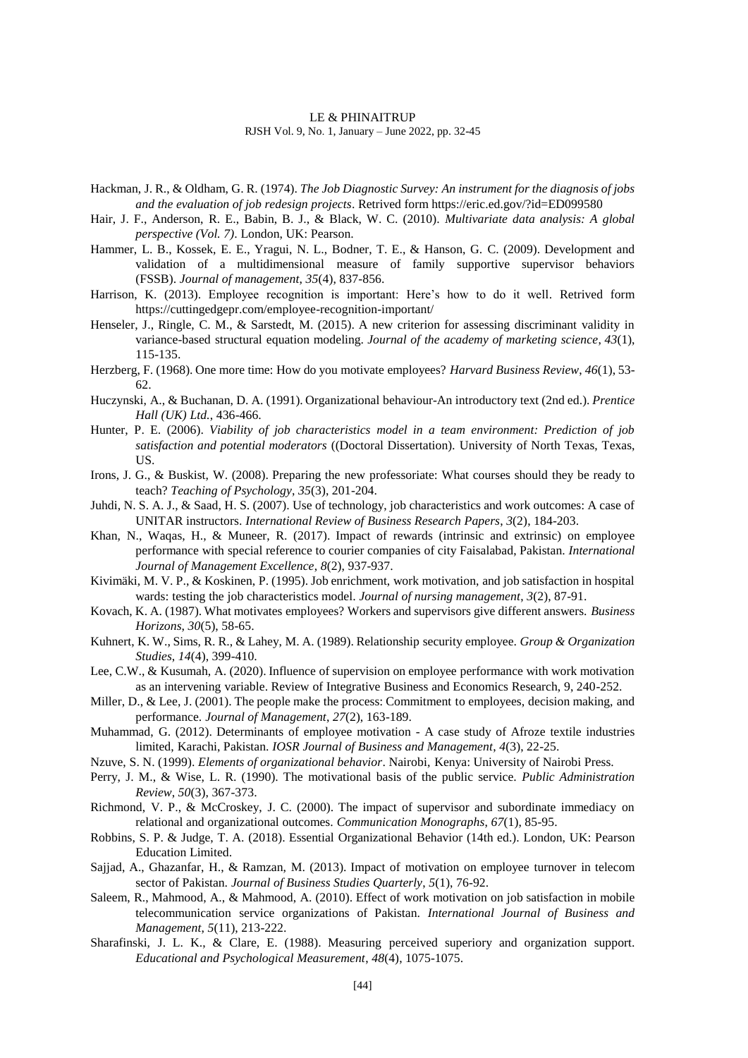Hackman, J. R., & Oldham, G. R. (1974). *The Job Diagnostic Survey: An instrument for the diagnosis of jobs and the evaluation of job redesign projects*. Retrived form https://eric.ed.gov/?id=ED099580

Hair, J. F., Anderson, R. E., Babin, B. J., & Black, W. C. (2010). *Multivariate data analysis: A global perspective (Vol. 7)*. London, UK: Pearson.

Hammer, L. B., Kossek, E. E., Yragui, N. L., Bodner, T. E., & Hanson, G. C. (2009). Development and validation of a multidimensional measure of family supportive supervisor behaviors (FSSB). *Journal of management*, *35*(4), 837-856.

Harrison, K. (2013). Employee recognition is important: Here's how to do it well. Retrived form https://cuttingedgepr.com/employee-recognition-important/

Henseler, J., Ringle, C. M., & Sarstedt, M. (2015). A new criterion for assessing discriminant validity in variance-based structural equation modeling. *Journal of the academy of marketing science*, *43*(1), 115-135.

Herzberg, F. (1968). One more time: How do you motivate employees? *Harvard Business Review*, *46*(1), 53-62.

Huczynski, A., & Buchanan, D. A. (1991). Organizational behaviour-An introductory text (2nd ed.). *Prentice Hall (UK) Ltd.*, 436-466.

Hunter, P. E. (2006). *Viability of job characteristics model in a team environment: Prediction of job satisfaction and potential moderators* ((Doctoral Dissertation). University of North Texas, Texas, US.

Irons, J. G., & Buskist, W. (2008). Preparing the new professoriate: What courses should they be ready to teach? *Teaching of Psychology*, *35*(3), 201-204.

Juhdi, N. S. A. J., & Saad, H. S. (2007). Use of technology, job characteristics and work outcomes: A case of UNITAR instructors. *International Review of Business Research Papers*, *3*(2), 184-203.

Khan, N., Waqas, H., & Muneer, R. (2017). Impact of rewards (intrinsic and extrinsic) on employee performance with special reference to courier companies of city Faisalabad, Pakistan. *International Journal of Management Excellence*, *8*(2), 937-937.

Kivimäki, M. V. P., & Koskinen, P. (1995). Job enrichment, work motivation, and job satisfaction in hospital wards: testing the job characteristics model. *Journal of nursing management*, *3*(2), 87-91.

Kovach, K. A. (1987). What motivates employees? Workers and supervisors give different answers. *Business Horizons*, *30*(5), 58-65.

Kuhnert, K. W., Sims, R. R., & Lahey, M. A. (1989). Relationship security employee. *Group & Organization Studies*, *14*(4), 399-410.

Lee, C.W., & Kusumah, A. (2020). Influence of supervision on employee performance with work motivation as an intervening variable. Review of Integrative Business and Economics Research, 9, 240-252.

Miller, D., & Lee, J. (2001). The people make the process: Commitment to employees, decision making, and performance. *Journal of Management*, *27*(2), 163-189.

Muhammad, G. (2012). Determinants of employee motivation - A case study of Afroze textile industries limited, Karachi, Pakistan. *IOSR Journal of Business and Management*, *4*(3), 22-25.

Nzuve, S. N. (1999). *Elements of organizational behavior*. Nairobi, Kenya: University of Nairobi Press.

Perry, J. M., & Wise, L. R. (1990). The motivational basis of the public service. *Public Administration Review*, *50*(3), 367-373.

Richmond, V. P., & McCroskey, J. C. (2000). The impact of supervisor and subordinate immediacy on relational and organizational outcomes. *Communication Monographs*, *67*(1), 85-95.

Robbins, S. P. & Judge, T. A. (2018). Essential Organizational Behavior (14th ed.). London, UK: Pearson Education Limited.

Sajjad, A., Ghazanfar, H., & Ramzan, M. (2013). Impact of motivation on employee turnover in telecom sector of Pakistan. *Journal of Business Studies Quarterly*, *5*(1), 76-92.

Saleem, R., Mahmood, A., & Mahmood, A. (2010). Effect of work motivation on job satisfaction in mobile telecommunication service organizations of Pakistan. *International Journal of Business and Management*, *5*(11), 213-222.

Sharafinski, J. L. K., & Clare, E. (1988). Measuring perceived superiory and organization support. *Educational and Psychological Measurement*, *48*(4), 1075-1075.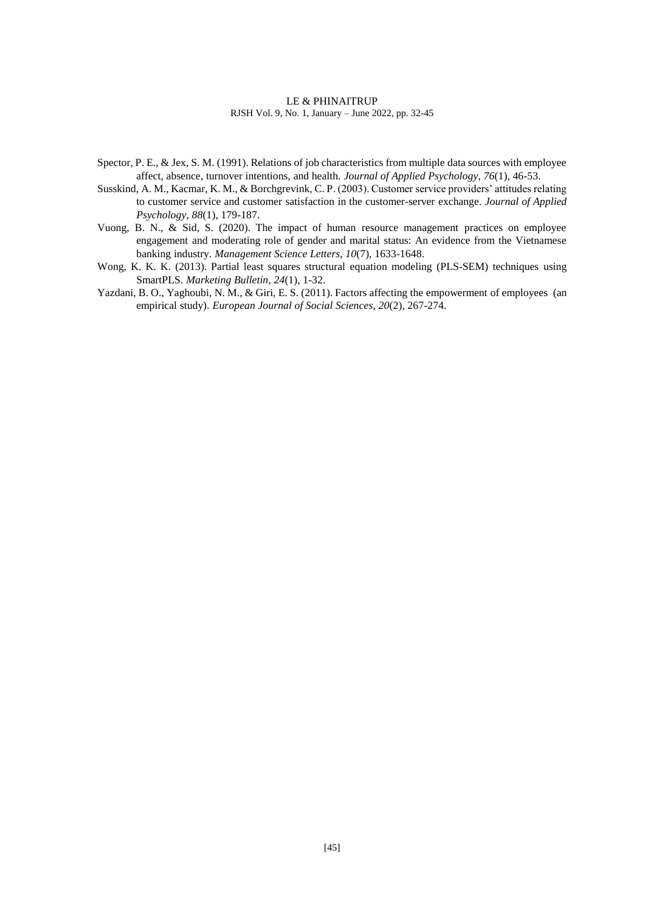Spector, P. E., & Jex, S. M. (1991). Relations of job characteristics from multiple data sources with employee affect, absence, turnover intentions, and health. *Journal of Applied Psychology*, *76*(1), 46-53.

Susskind, A. M., Kacmar, K. M., & Borchgrevink, C. P. (2003). Customer service providers' attitudes relating to customer service and customer satisfaction in the customer-server exchange. *Journal of Applied Psychology*, *88*(1), 179-187.

Vuong, B. N., & Sid, S. (2020). The impact of human resource management practices on employee engagement and moderating role of gender and marital status: An evidence from the Vietnamese banking industry. *Management Science Letters*, *10*(7), 1633-1648.

Wong, K. K. K. (2013). Partial least squares structural equation modeling (PLS-SEM) techniques using SmartPLS. *Marketing Bulletin*, *24*(1), 1-32.

Yazdani, B. O., Yaghoubi, N. M., & Giri, E. S. (2011). Factors affecting the empowerment of employees (an empirical study). *European Journal of Social Sciences*, *20*(2), 267-274.